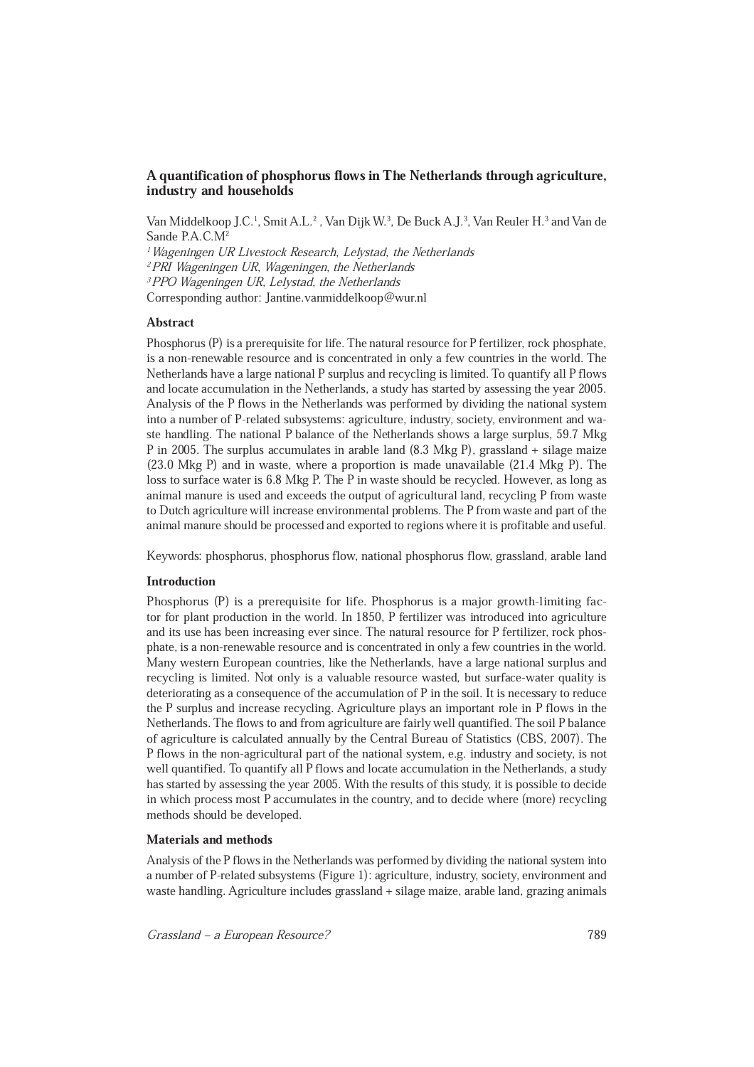# A quantification of phosphorus flows in The Netherlands through agriculture, industry and households

Van Middelkoop J.C.[1], Smit A.L.[2], Van Dijk W.[3], De Buck A.J.[3], Van Reuler H.[3] and Van de Sande P.A.C.M[2]

[1] *Wageningen UR Livestock Research, Lelystad, the Netherlands*
[2] *PRI Wageningen UR, Wageningen, the Netherlands*
[3] *PPO Wageningen UR, Lelystad, the Netherlands*

Corresponding author: Jantine.vanmiddelkoop@wur.nl

## Abstract

Phosphorus (P) is a prerequisite for life. The natural resource for P fertilizer, rock phosphate, is a non-renewable resource and is concentrated in only a few countries in the world. The Netherlands have a large national P surplus and recycling is limited. To quantify all P flows and locate accumulation in the Netherlands, a study has started by assessing the year 2005. Analysis of the P flows in the Netherlands was performed by dividing the national system into a number of P-related subsystems: agriculture, industry, society, environment and waste handling. The national P balance of the Netherlands shows a large surplus, 59.7 Mkg P in 2005. The surplus accumulates in arable land (8.3 Mkg P), grassland + silage maize (23.0 Mkg P) and in waste, where a proportion is made unavailable (21.4 Mkg P). The loss to surface water is 6.8 Mkg P. The P in waste should be recycled. However, as long as animal manure is used and exceeds the output of agricultural land, recycling P from waste to Dutch agriculture will increase environmental problems. The P from waste and part of the animal manure should be processed and exported to regions where it is profitable and useful.

Keywords: phosphorus, phosphorus flow, national phosphorus flow, grassland, arable land

## Introduction

Phosphorus (P) is a prerequisite for life. Phosphorus is a major growth-limiting factor for plant production in the world. In 1850, P fertilizer was introduced into agriculture and its use has been increasing ever since. The natural resource for P fertilizer, rock phosphate, is a non-renewable resource and is concentrated in only a few countries in the world. Many western European countries, like the Netherlands, have a large national surplus and recycling is limited. Not only is a valuable resource wasted, but surface-water quality is deteriorating as a consequence of the accumulation of P in the soil. It is necessary to reduce the P surplus and increase recycling. Agriculture plays an important role in P flows in the Netherlands. The flows to and from agriculture are fairly well quantified. The soil P balance of agriculture is calculated annually by the Central Bureau of Statistics (CBS, 2007). The P flows in the non-agricultural part of the national system, e.g. industry and society, is not well quantified. To quantify all P flows and locate accumulation in the Netherlands, a study has started by assessing the year 2005. With the results of this study, it is possible to decide in which process most P accumulates in the country, and to decide where (more) recycling methods should be developed.

## Materials and methods

Analysis of the P flows in the Netherlands was performed by dividing the national system into a number of P-related subsystems (Figure 1): agriculture, industry, society, environment and waste handling. Agriculture includes grassland + silage maize, arable land, grazing animals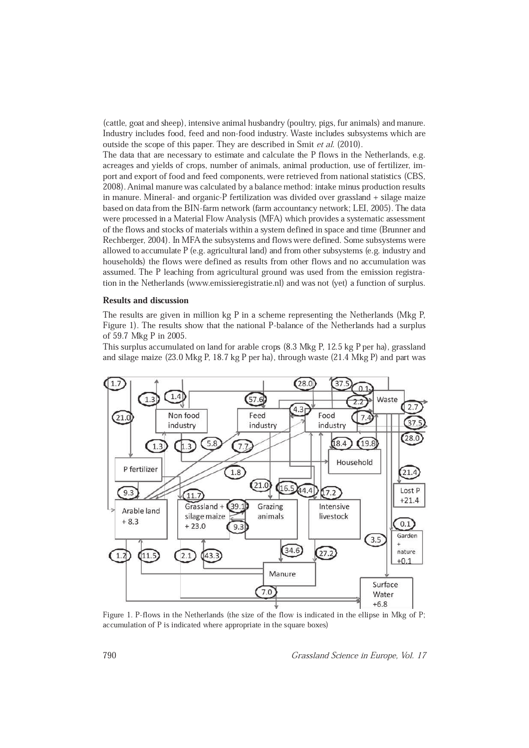(cattle, goat and sheep), intensive animal husbandry (poultry, pigs, fur animals) and manure. Industry includes food, feed and non-food industry. Waste includes subsystems which are outside the scope of this paper. They are described in Smit *et al.* (2010).

The data that are necessary to estimate and calculate the P flows in the Netherlands, e.g. acreages and yields of crops, number of animals, animal production, use of fertilizer, import and export of food and feed components, were retrieved from national statistics (CBS, 2008). Animal manure was calculated by a balance method: intake minus production results in manure. Mineral- and organic-P fertilization was divided over grassland + silage maize based on data from the BIN-farm network (farm accountancy network; LEI, 2005). The data were processed in a Material Flow Analysis (MFA) which provides a systematic assessment of the flows and stocks of materials within a system defined in space and time (Brunner and Rechberger, 2004). In MFA the subsystems and flows were defined. Some subsystems were allowed to accumulate P (e.g. agricultural land) and from other subsystems (e.g. industry and households) the flows were defined as results from other flows and no accumulation was assumed. The P leaching from agricultural ground was used from the emission registration in the Netherlands (www.emissieregistratie.nl) and was not (yet) a function of surplus.

## Results and discussion

The results are given in million kg P in a scheme representing the Netherlands (Mkg P, Figure 1). The results show that the national P-balance of the Netherlands had a surplus of 59.7 Mkg P in 2005.

This surplus accumulated on land for arable crops (8.3 Mkg P, 12.5 kg P per ha), grassland and silage maize (23.0 Mkg P, 18.7 kg P per ha), through waste (21.4 Mkg P) and part was

Figure 1. P-flows in the Netherlands (the size of the flow is indicated in the ellipse in Mkg of P; accumulation of P is indicated where appropriate in the square boxes)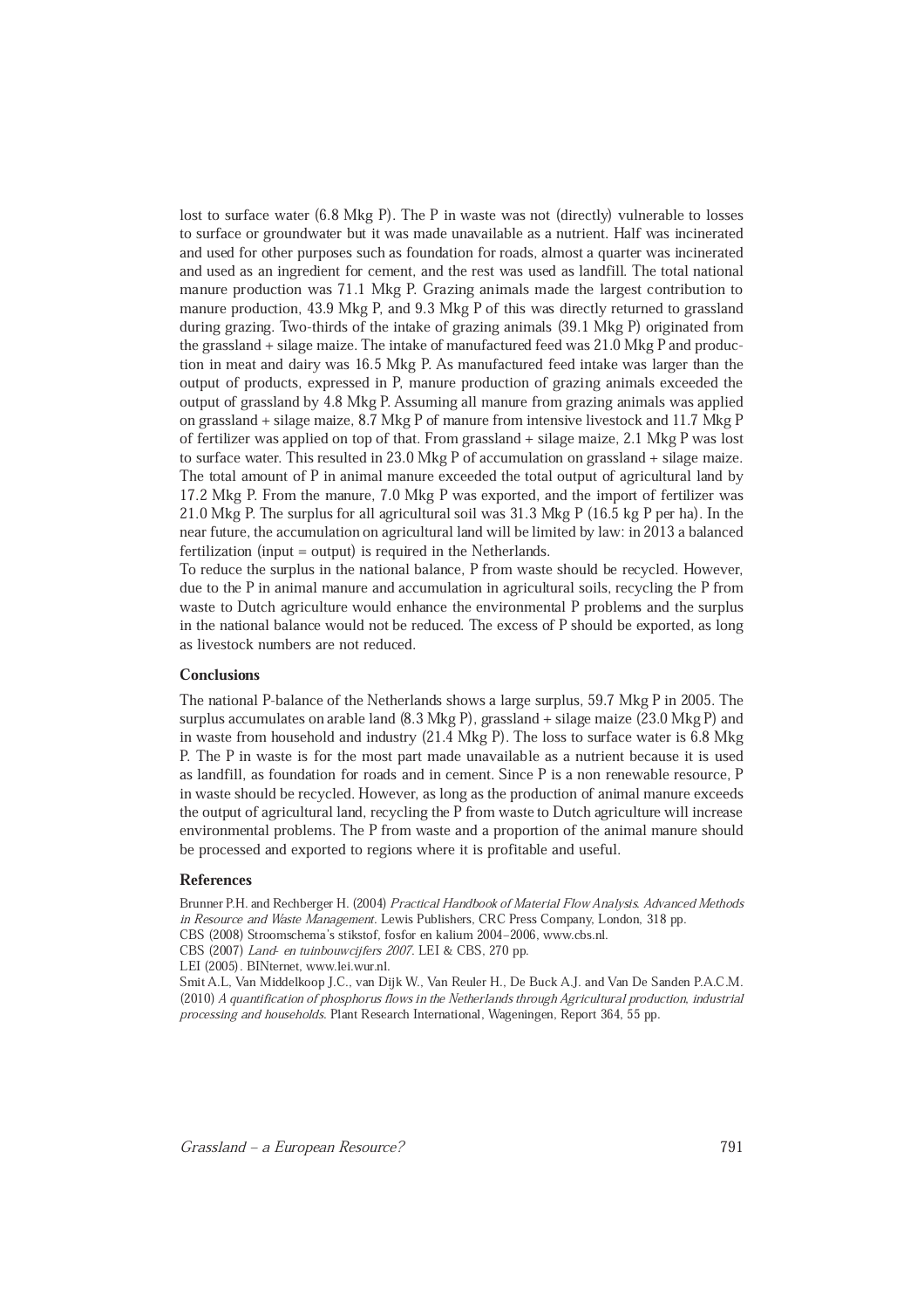lost to surface water (6.8 Mkg P). The P in waste was not (directly) vulnerable to losses to surface or groundwater but it was made unavailable as a nutrient. Half was incinerated and used for other purposes such as foundation for roads, almost a quarter was incinerated and used as an ingredient for cement, and the rest was used as landfill. The total national manure production was 71.1 Mkg P. Grazing animals made the largest contribution to manure production, 43.9 Mkg P, and 9.3 Mkg P of this was directly returned to grassland during grazing. Two-thirds of the intake of grazing animals (39.1 Mkg P) originated from the grassland + silage maize. The intake of manufactured feed was 21.0 Mkg P and production in meat and dairy was 16.5 Mkg P. As manufactured feed intake was larger than the output of products, expressed in P, manure production of grazing animals exceeded the output of grassland by 4.8 Mkg P. Assuming all manure from grazing animals was applied on grassland + silage maize, 8.7 Mkg P of manure from intensive livestock and 11.7 Mkg P of fertilizer was applied on top of that. From grassland + silage maize, 2.1 Mkg P was lost to surface water. This resulted in 23.0 Mkg P of accumulation on grassland + silage maize. The total amount of P in animal manure exceeded the total output of agricultural land by 17.2 Mkg P. From the manure, 7.0 Mkg P was exported, and the import of fertilizer was 21.0 Mkg P. The surplus for all agricultural soil was 31.3 Mkg P (16.5 kg P per ha). In the near future, the accumulation on agricultural land will be limited by law: in 2013 a balanced fertilization (input = output) is required in the Netherlands.

To reduce the surplus in the national balance, P from waste should be recycled. However, due to the P in animal manure and accumulation in agricultural soils, recycling the P from waste to Dutch agriculture would enhance the environmental P problems and the surplus in the national balance would not be reduced. The excess of P should be exported, as long as livestock numbers are not reduced.

## Conclusions

The national P-balance of the Netherlands shows a large surplus, 59.7 Mkg P in 2005. The surplus accumulates on arable land (8.3 Mkg P), grassland + silage maize (23.0 Mkg P) and in waste from household and industry (21.4 Mkg P). The loss to surface water is 6.8 Mkg P. The P in waste is for the most part made unavailable as a nutrient because it is used as landfill, as foundation for roads and in cement. Since P is a non renewable resource, P in waste should be recycled. However, as long as the production of animal manure exceeds the output of agricultural land, recycling the P from waste to Dutch agriculture will increase environmental problems. The P from waste and a proportion of the animal manure should be processed and exported to regions where it is profitable and useful.

## References

Brunner P.H. and Rechberger H. (2004) *Practical Handbook of Material Flow Analysis. Advanced Methods in Resource and Waste Management*. Lewis Publishers, CRC Press Company, London, 318 pp.

CBS (2008) Stroomschema's stikstof, fosfor en kalium 2004–2006, www.cbs.nl.

CBS (2007) *Land- en tuinbouwcijfers 2007*. LEI & CBS, 270 pp.

LEI (2005). BINternet, www.lei.wur.nl.

Smit A.L, Van Middelkoop J.C., van Dijk W., Van Reuler H., De Buck A.J. and Van De Sanden P.A.C.M. (2010) *A quantification of phosphorus flows in the Netherlands through Agricultural production, industrial processing and households*. Plant Research International, Wageningen, Report 364, 55 pp.